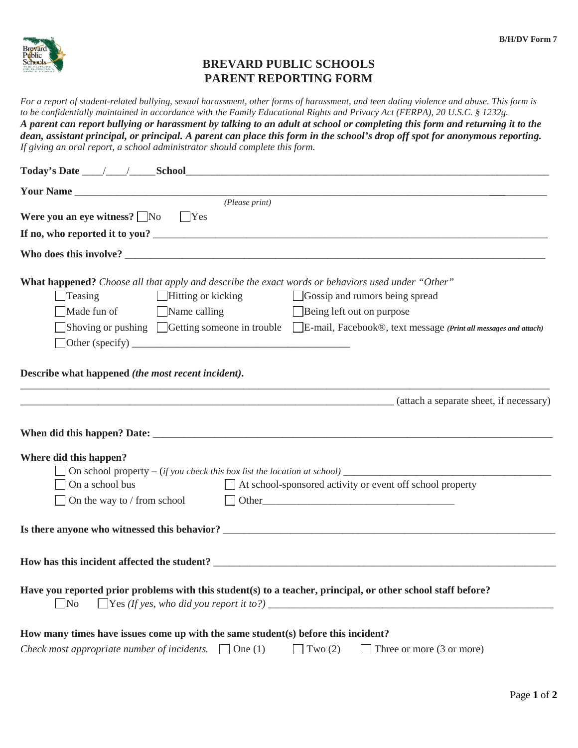B/H/DV Form 7

# BREVARD PUBLIC SCHOOLS
# PARENT REPORTING FORM

*For a report of student-related bullying, sexual harassment, other forms of harassment, and teen dating violence and abuse. This form is to be confidentially maintained in accordance with the Family Educational Rights and Privacy Act (FERPA), 20 U.S.C. § 1232g.*
***A parent can report bullying or harassment by talking to an adult at school or completing this form and returning it to the dean, assistant principal, or principal. A parent can place this form in the school's drop off spot for anonymous reporting.***
*If giving an oral report, a school administrator should complete this form.*

**Today's Date** \_\_\_\_/\_\_\_\_/\_\_\_\_\_ **School**\_\_\_\_\_\_\_\_\_\_\_\_\_\_\_\_\_\_\_\_\_\_\_\_\_\_\_\_\_\_\_\_\_\_\_\_\_\_\_\_\_\_\_\_\_\_\_\_\_\_\_\_\_\_

**Your Name** \_\_\_\_\_\_\_\_\_\_\_\_\_\_\_\_\_\_\_\_\_\_\_\_\_\_\_\_\_\_\_\_\_\_\_\_\_\_\_\_\_\_\_\_\_\_\_\_\_\_\_\_\_\_\_\_\_\_\_\_\_\_\_\_\_\_
*(Please print)*

**Were you an eye witness?** ☐ No ☐ Yes

**If no, who reported it to you?** \_\_\_\_\_\_\_\_\_\_\_\_\_\_\_\_\_\_\_\_\_\_\_\_\_\_\_\_\_\_\_\_\_\_\_\_\_\_\_\_\_\_\_\_\_\_\_\_\_\_\_\_\_\_

**Who does this involve?** \_\_\_\_\_\_\_\_\_\_\_\_\_\_\_\_\_\_\_\_\_\_\_\_\_\_\_\_\_\_\_\_\_\_\_\_\_\_\_\_\_\_\_\_\_\_\_\_\_\_\_\_\_\_\_\_\_\_

**What happened?** *Choose all that apply and describe the exact words or behaviors used under "Other"*

- ☐ Teasing
- ☐ Hitting or kicking
- ☐ Gossip and rumors being spread
- ☐ Made fun of
- ☐ Name calling
- ☐ Being left out on purpose
- ☐ Shoving or pushing
- ☐ Getting someone in trouble
- ☐ E-mail, Facebook®, text message ***(Print all messages and attach)***
- ☐ Other (specify) \_\_\_\_\_\_\_\_\_\_\_\_\_\_\_\_\_\_\_\_\_\_\_\_\_\_\_\_\_\_\_\_\_\_\_\_\_\_\_\_

**Describe what happened *(the most recent incident)*.**

\_\_\_\_\_\_\_\_\_\_\_\_\_\_\_\_\_\_\_\_\_\_\_\_\_\_\_\_\_\_\_\_\_\_\_\_\_\_\_\_\_\_\_\_\_\_\_\_\_\_\_\_\_\_\_\_\_\_\_\_\_\_\_\_\_\_\_\_\_\_\_\_\_\_\_\_\_\_\_\_\_\_\_\_
\_\_\_\_\_\_\_\_\_\_\_\_\_\_\_\_\_\_\_\_\_\_\_\_\_\_\_\_\_\_\_\_\_\_\_\_\_\_\_\_\_\_\_\_\_\_\_\_\_\_\_\_\_\_\_\_\_\_\_\_\_\_\_\_\_\_\_ (attach a separate sheet, if necessary)

**When did this happen? Date:** \_\_\_\_\_\_\_\_\_\_\_\_\_\_\_\_\_\_\_\_\_\_\_\_\_\_\_\_\_\_\_\_\_\_\_\_\_\_\_\_\_\_\_\_\_\_\_\_\_\_\_\_\_\_\_\_\_\_

**Where did this happen?**

- ☐ On school property – (*if you check this box list the location at school)* \_\_\_\_\_\_\_\_\_\_\_\_\_\_\_\_\_\_\_\_\_\_\_\_\_\_\_\_\_\_\_\_\_\_\_\_\_\_\_\_
- ☐ On a school bus
- ☐ At school-sponsored activity or event off school property
- ☐ On the way to / from school
- ☐ Other\_\_\_\_\_\_\_\_\_\_\_\_\_\_\_\_\_\_\_\_\_\_\_\_\_\_\_\_\_\_\_\_\_\_\_\_\_\_

**Is there anyone who witnessed this behavior?** \_\_\_\_\_\_\_\_\_\_\_\_\_\_\_\_\_\_\_\_\_\_\_\_\_\_\_\_\_\_\_\_\_\_\_\_\_\_\_\_\_\_\_\_\_\_\_\_\_\_\_\_\_\_\_\_\_\_

**How has this incident affected the student?** \_\_\_\_\_\_\_\_\_\_\_\_\_\_\_\_\_\_\_\_\_\_\_\_\_\_\_\_\_\_\_\_\_\_\_\_\_\_\_\_\_\_\_\_\_\_\_\_\_\_\_\_\_\_\_\_\_\_

**Have you reported prior problems with this student(s) to a teacher, principal, or other school staff before?**

☐ No ☐ Yes *(If yes, who did you report it to?)* \_\_\_\_\_\_\_\_\_\_\_\_\_\_\_\_\_\_\_\_\_\_\_\_\_\_\_\_\_\_\_\_\_\_\_\_\_\_\_\_\_\_\_\_\_\_\_\_\_\_\_\_\_\_\_\_

**How many times have issues come up with the same student(s) before this incident?**

*Check most appropriate number of incidents.* ☐ One (1) ☐ Two (2) ☐ Three or more (3 or more)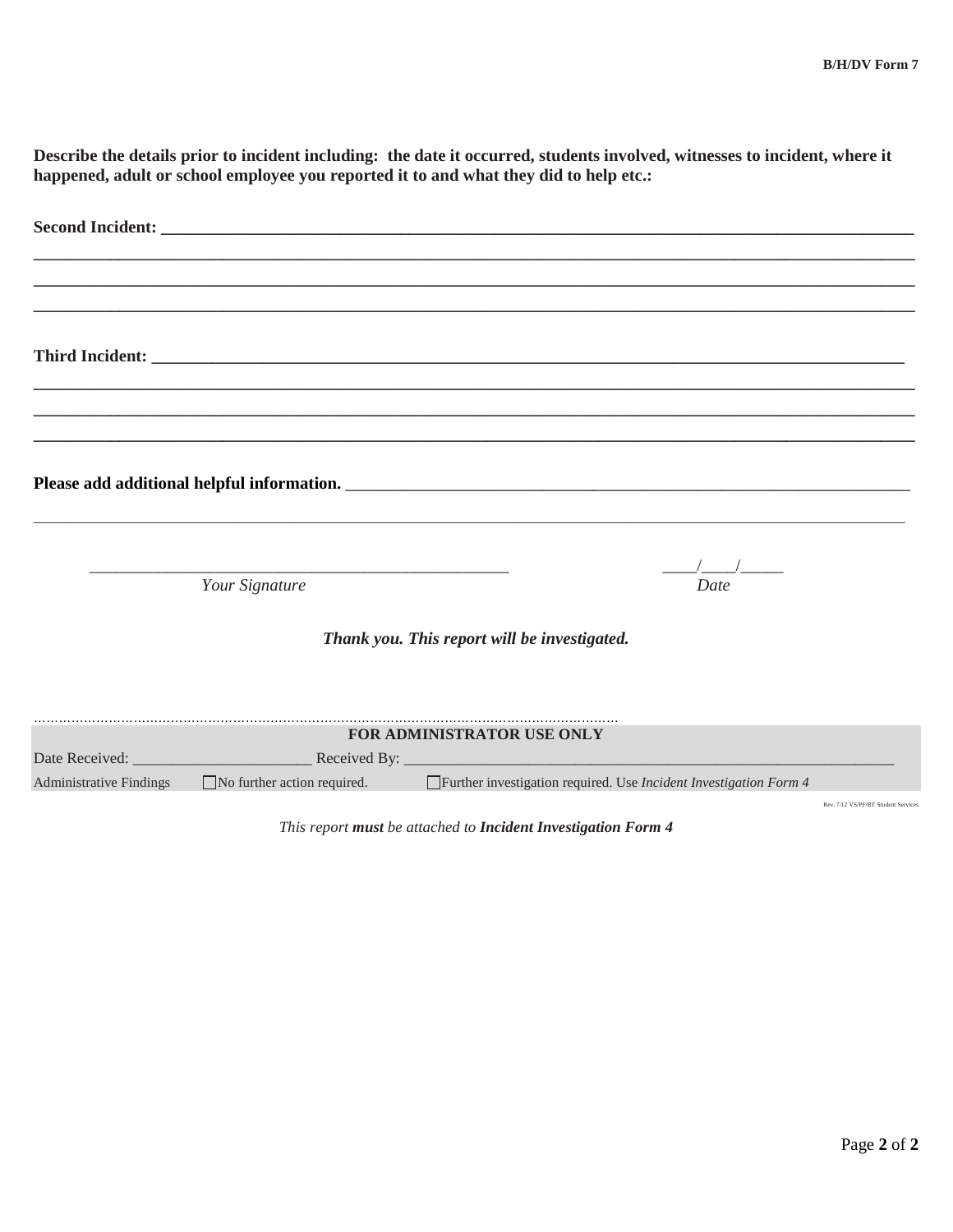B/H/DV Form 7

**Describe the details prior to incident including: the date it occurred, students involved, witnesses to incident, where it happened, adult or school employee you reported it to and what they did to help etc.:**

**Second Incident:** ______________________________________________________________________________

______________________________________________________________________________

______________________________________________________________________________

______________________________________________________________________________

**Third Incident:** ______________________________________________________________________________

______________________________________________________________________________

______________________________________________________________________________

______________________________________________________________________________

**Please add additional helpful information.** ______________________________________________________________

______________________________________________________________________________

__________________________________________________ ____/____/_____

*Your Signature* *Date*

***Thank you. This report will be investigated.***

…………………………………………………………………………………………………………………………

**FOR ADMINISTRATOR USE ONLY**

Date Received: ______________________ Received By: ______________________________________________________________

Administrative Findings ☐ No further action required. ☐ Further investigation required. Use *Incident Investigation Form 4*

Rev. 7/12 VS/PF/BT Student Services

*This report **must** be attached to **Incident Investigation Form 4***